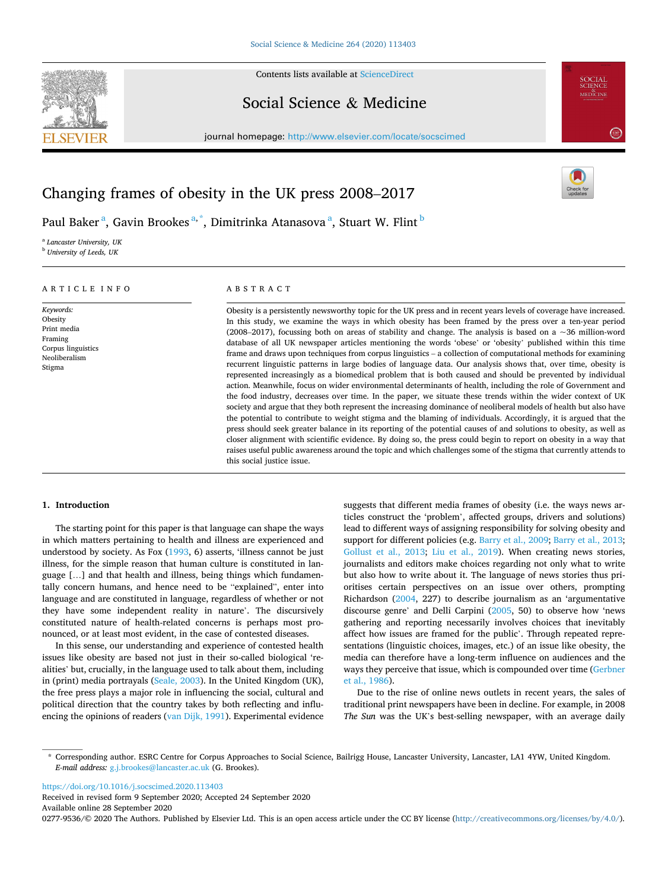# Changing frames of obesity in the UK press 2008–2017

Paul Baker[a], Gavin Brookes[a,*], Dimitrinka Atanasova[a], Stuart W. Flint[b]

[a] Lancaster University, UK
[b] University of Leeds, UK

ARTICLE INFO

*Keywords:*
Obesity
Print media
Framing
Corpus linguistics
Neoliberalism
Stigma

ABSTRACT

Obesity is a persistently newsworthy topic for the UK press and in recent years levels of coverage have increased. In this study, we examine the ways in which obesity has been framed by the press over a ten-year period (2008–2017), focussing both on areas of stability and change. The analysis is based on a ~36 million-word database of all UK newspaper articles mentioning the words 'obese' or 'obesity' published within this time frame and draws upon techniques from corpus linguistics – a collection of computational methods for examining recurrent linguistic patterns in large bodies of language data. Our analysis shows that, over time, obesity is represented increasingly as a biomedical problem that is both caused and should be prevented by individual action. Meanwhile, focus on wider environmental determinants of health, including the role of Government and the food industry, decreases over time. In the paper, we situate these trends within the wider context of UK society and argue that they both represent the increasing dominance of neoliberal models of health but also have the potential to contribute to weight stigma and the blaming of individuals. Accordingly, it is argued that the press should seek greater balance in its reporting of the potential causes of and solutions to obesity, as well as closer alignment with scientific evidence. By doing so, the press could begin to report on obesity in a way that raises useful public awareness around the topic and which challenges some of the stigma that currently attends to this social justice issue.

## 1. Introduction

The starting point for this paper is that language can shape the ways in which matters pertaining to health and illness are experienced and understood by society. As Fox (1993, 6) asserts, 'illness cannot be just illness, for the simple reason that human culture is constituted in language […] and that health and illness, being things which fundamentally concern humans, and hence need to be "explained", enter into language and are constituted in language, regardless of whether or not they have some independent reality in nature'. The discursively constituted nature of health-related concerns is perhaps most pronounced, or at least most evident, in the case of contested diseases.

In this sense, our understanding and experience of contested health issues like obesity are based not just in their so-called biological 'realities' but, crucially, in the language used to talk about them, including in (print) media portrayals (Seale, 2003). In the United Kingdom (UK), the free press plays a major role in influencing the social, cultural and political direction that the country takes by both reflecting and influencing the opinions of readers (van Dijk, 1991). Experimental evidence suggests that different media frames of obesity (i.e. the ways news articles construct the 'problem', affected groups, drivers and solutions) lead to different ways of assigning responsibility for solving obesity and support for different policies (e.g. Barry et al., 2009; Barry et al., 2013; Gollust et al., 2013; Liu et al., 2019). When creating news stories, journalists and editors make choices regarding not only what to write but also how to write about it. The language of news stories thus prioritises certain perspectives on an issue over others, prompting Richardson (2004, 227) to describe journalism as an 'argumentative discourse genre' and Delli Carpini (2005, 50) to observe how 'news gathering and reporting necessarily involves choices that inevitably affect how issues are framed for the public'. Through repeated representations (linguistic choices, images, etc.) of an issue like obesity, the media can therefore have a long-term influence on audiences and the ways they perceive that issue, which is compounded over time (Gerbner et al., 1986).

Due to the rise of online news outlets in recent years, the sales of traditional print newspapers have been in decline. For example, in 2008 *The Sun* was the UK's best-selling newspaper, with an average daily

* Corresponding author. ESRC Centre for Corpus Approaches to Social Science, Bailrigg House, Lancaster University, Lancaster, LA1 4YW, United Kingdom.
*E-mail address:* g.j.brookes@lancaster.ac.uk (G. Brookes).

https://doi.org/10.1016/j.socscimed.2020.113403
Received in revised form 9 September 2020; Accepted 24 September 2020
Available online 28 September 2020
0277-9536/© 2020 The Authors. Published by Elsevier Ltd. This is an open access article under the CC BY license (http://creativecommons.org/licenses/by/4.0/).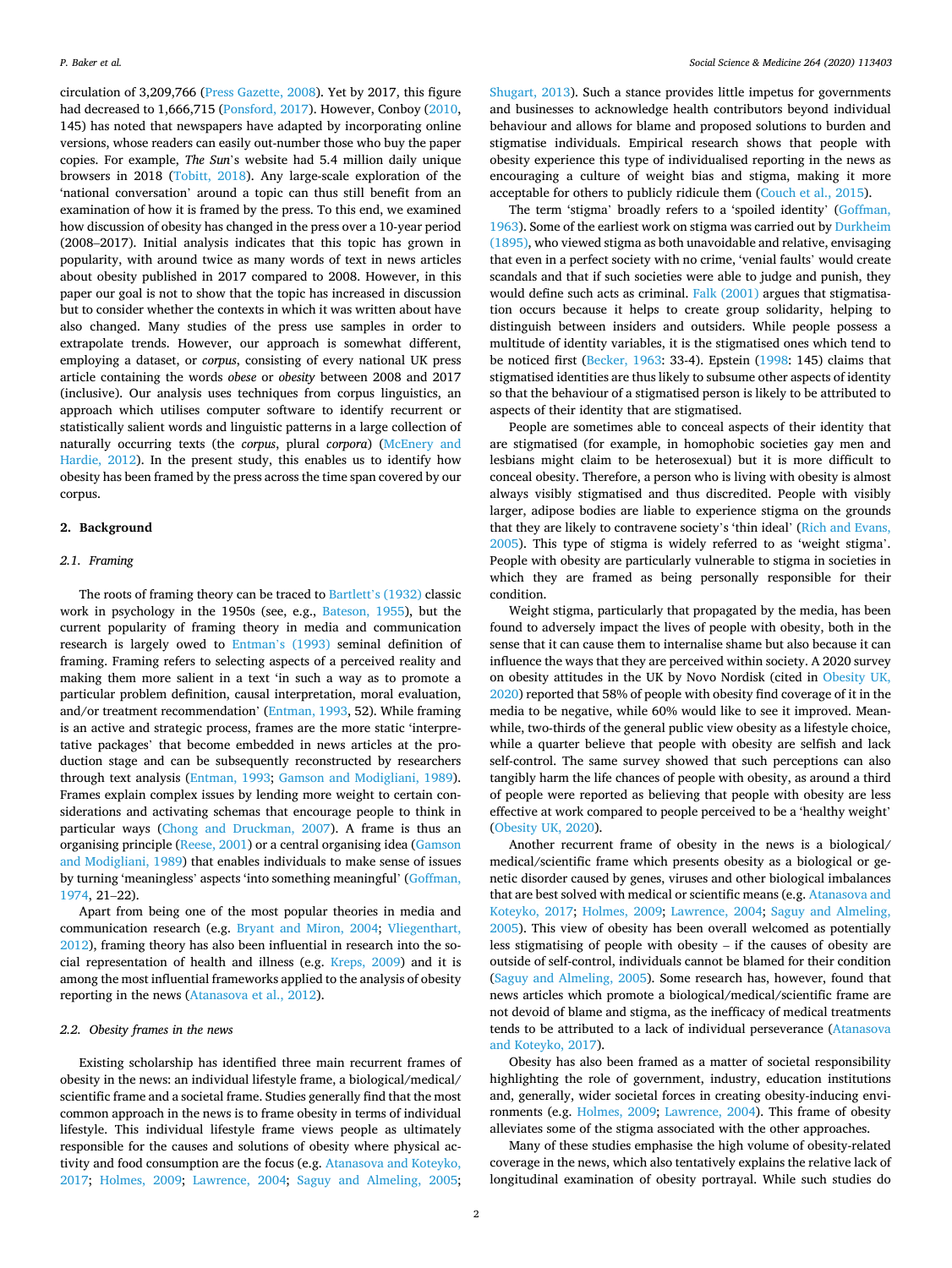circulation of 3,209,766 (Press Gazette, 2008). Yet by 2017, this figure had decreased to 1,666,715 (Ponsford, 2017). However, Conboy (2010, 145) has noted that newspapers have adapted by incorporating online versions, whose readers can easily out-number those who buy the paper copies. For example, *The Sun*'s website had 5.4 million daily unique browsers in 2018 (Tobitt, 2018). Any large-scale exploration of the 'national conversation' around a topic can thus still benefit from an examination of how it is framed by the press. To this end, we examined how discussion of obesity has changed in the press over a 10-year period (2008–2017). Initial analysis indicates that this topic has grown in popularity, with around twice as many words of text in news articles about obesity published in 2017 compared to 2008. However, in this paper our goal is not to show that the topic has increased in discussion but to consider whether the contexts in which it was written about have also changed. Many studies of the press use samples in order to extrapolate trends. However, our approach is somewhat different, employing a dataset, or *corpus*, consisting of every national UK press article containing the words *obese* or *obesity* between 2008 and 2017 (inclusive). Our analysis uses techniques from corpus linguistics, an approach which utilises computer software to identify recurrent or statistically salient words and linguistic patterns in a large collection of naturally occurring texts (the *corpus*, plural *corpora*) (McEnery and Hardie, 2012). In the present study, this enables us to identify how obesity has been framed by the press across the time span covered by our corpus.

## 2. Background

### 2.1. Framing

The roots of framing theory can be traced to Bartlett's (1932) classic work in psychology in the 1950s (see, e.g., Bateson, 1955), but the current popularity of framing theory in media and communication research is largely owed to Entman's (1993) seminal definition of framing. Framing refers to selecting aspects of a perceived reality and making them more salient in a text 'in such a way as to promote a particular problem definition, causal interpretation, moral evaluation, and/or treatment recommendation' (Entman, 1993, 52). While framing is an active and strategic process, frames are the more static 'interpretative packages' that become embedded in news articles at the production stage and can be subsequently reconstructed by researchers through text analysis (Entman, 1993; Gamson and Modigliani, 1989). Frames explain complex issues by lending more weight to certain considerations and activating schemas that encourage people to think in particular ways (Chong and Druckman, 2007). A frame is thus an organising principle (Reese, 2001) or a central organising idea (Gamson and Modigliani, 1989) that enables individuals to make sense of issues by turning 'meaningless' aspects 'into something meaningful' (Goffman, 1974, 21–22).

Apart from being one of the most popular theories in media and communication research (e.g. Bryant and Miron, 2004; Vliegenthart, 2012), framing theory has also been influential in research into the social representation of health and illness (e.g. Kreps, 2009) and it is among the most influential frameworks applied to the analysis of obesity reporting in the news (Atanasova et al., 2012).

### 2.2. Obesity frames in the news

Existing scholarship has identified three main recurrent frames of obesity in the news: an individual lifestyle frame, a biological/medical/scientific frame and a societal frame. Studies generally find that the most common approach in the news is to frame obesity in terms of individual lifestyle. This individual lifestyle frame views people as ultimately responsible for the causes and solutions of obesity where physical activity and food consumption are the focus (e.g. Atanasova and Koteyko, 2017; Holmes, 2009; Lawrence, 2004; Saguy and Almeling, 2005; Shugart, 2013). Such a stance provides little impetus for governments and businesses to acknowledge health contributors beyond individual behaviour and allows for blame and proposed solutions to burden and stigmatise individuals. Empirical research shows that people with obesity experience this type of individualised reporting in the news as encouraging a culture of weight bias and stigma, making it more acceptable for others to publicly ridicule them (Couch et al., 2015).

The term 'stigma' broadly refers to a 'spoiled identity' (Goffman, 1963). Some of the earliest work on stigma was carried out by Durkheim (1895), who viewed stigma as both unavoidable and relative, envisaging that even in a perfect society with no crime, 'venial faults' would create scandals and that if such societies were able to judge and punish, they would define such acts as criminal. Falk (2001) argues that stigmatisation occurs because it helps to create group solidarity, helping to distinguish between insiders and outsiders. While people possess a multitude of identity variables, it is the stigmatised ones which tend to be noticed first (Becker, 1963: 33-4). Epstein (1998: 145) claims that stigmatised identities are thus likely to subsume other aspects of identity so that the behaviour of a stigmatised person is likely to be attributed to aspects of their identity that are stigmatised.

People are sometimes able to conceal aspects of their identity that are stigmatised (for example, in homophobic societies gay men and lesbians might claim to be heterosexual) but it is more difficult to conceal obesity. Therefore, a person who is living with obesity is almost always visibly stigmatised and thus discredited. People with visibly larger, adipose bodies are liable to experience stigma on the grounds that they are likely to contravene society's 'thin ideal' (Rich and Evans, 2005). This type of stigma is widely referred to as 'weight stigma'. People with obesity are particularly vulnerable to stigma in societies in which they are framed as being personally responsible for their condition.

Weight stigma, particularly that propagated by the media, has been found to adversely impact the lives of people with obesity, both in the sense that it can cause them to internalise shame but also because it can influence the ways that they are perceived within society. A 2020 survey on obesity attitudes in the UK by Novo Nordisk (cited in Obesity UK, 2020) reported that 58% of people with obesity find coverage of it in the media to be negative, while 60% would like to see it improved. Meanwhile, two-thirds of the general public view obesity as a lifestyle choice, while a quarter believe that people with obesity are selfish and lack self-control. The same survey showed that such perceptions can also tangibly harm the life chances of people with obesity, as around a third of people were reported as believing that people with obesity are less effective at work compared to people perceived to be a 'healthy weight' (Obesity UK, 2020).

Another recurrent frame of obesity in the news is a biological/medical/scientific frame which presents obesity as a biological or genetic disorder caused by genes, viruses and other biological imbalances that are best solved with medical or scientific means (e.g. Atanasova and Koteyko, 2017; Holmes, 2009; Lawrence, 2004; Saguy and Almeling, 2005). This view of obesity has been overall welcomed as potentially less stigmatising of people with obesity – if the causes of obesity are outside of self-control, individuals cannot be blamed for their condition (Saguy and Almeling, 2005). Some research has, however, found that news articles which promote a biological/medical/scientific frame are not devoid of blame and stigma, as the inefficacy of medical treatments tends to be attributed to a lack of individual perseverance (Atanasova and Koteyko, 2017).

Obesity has also been framed as a matter of societal responsibility highlighting the role of government, industry, education institutions and, generally, wider societal forces in creating obesity-inducing environments (e.g. Holmes, 2009; Lawrence, 2004). This frame of obesity alleviates some of the stigma associated with the other approaches.

Many of these studies emphasise the high volume of obesity-related coverage in the news, which also tentatively explains the relative lack of longitudinal examination of obesity portrayal. While such studies do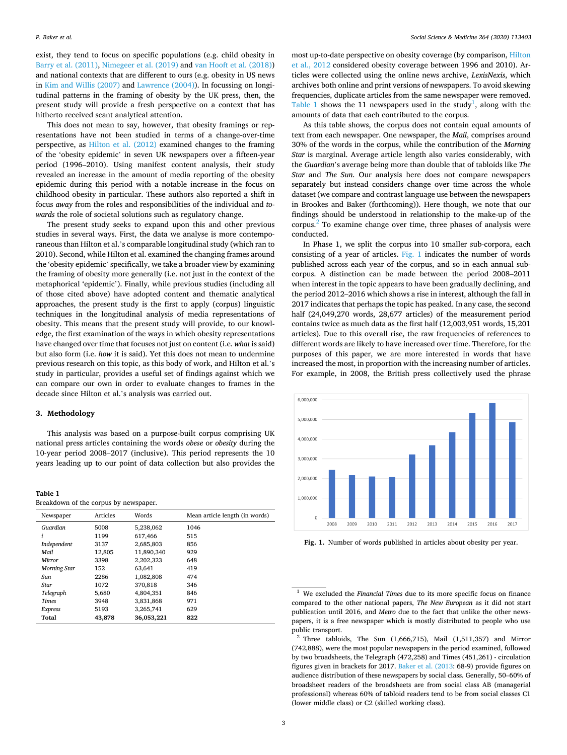exist, they tend to focus on specific populations (e.g. child obesity in Barry et al. (2011), Nimegeer et al. (2019) and van Hooft et al. (2018)) and national contexts that are different to ours (e.g. obesity in US news in Kim and Willis (2007) and Lawrence (2004)). In focussing on longitudinal patterns in the framing of obesity by the UK press, then, the present study will provide a fresh perspective on a context that has hitherto received scant analytical attention.

This does not mean to say, however, that obesity framings or representations have not been studied in terms of a change-over-time perspective, as Hilton et al. (2012) examined changes to the framing of the 'obesity epidemic' in seven UK newspapers over a fifteen-year period (1996–2010). Using manifest content analysis, their study revealed an increase in the amount of media reporting of the obesity epidemic during this period with a notable increase in the focus on childhood obesity in particular. These authors also reported a shift in focus *away* from the roles and responsibilities of the individual and *towards* the role of societal solutions such as regulatory change.

The present study seeks to expand upon this and other previous studies in several ways. First, the data we analyse is more contemporaneous than Hilton et al.'s comparable longitudinal study (which ran to 2010). Second, while Hilton et al. examined the changing frames around the 'obesity epidemic' specifically, we take a broader view by examining the framing of obesity more generally (i.e. not just in the context of the metaphorical 'epidemic'). Finally, while previous studies (including all of those cited above) have adopted content and thematic analytical approaches, the present study is the first to apply (corpus) linguistic techniques in the longitudinal analysis of media representations of obesity. This means that the present study will provide, to our knowledge, the first examination of the ways in which obesity representations have changed over time that focuses not just on content (i.e. *what* is said) but also form (i.e. *how* it is said). Yet this does not mean to undermine previous research on this topic, as this body of work, and Hilton et al.'s study in particular, provides a useful set of findings against which we can compare our own in order to evaluate changes to frames in the decade since Hilton et al.'s analysis was carried out.

## 3. Methodology

This analysis was based on a purpose-built corpus comprising UK national press articles containing the words *obese* or *obesity* during the 10-year period 2008–2017 (inclusive). This period represents the 10 years leading up to our point of data collection but also provides the most up-to-date perspective on obesity coverage (by comparison, Hilton et al., 2012 considered obesity coverage between 1996 and 2010). Articles were collected using the online news archive, *LexisNexis*, which archives both online and print versions of newspapers. To avoid skewing frequencies, duplicate articles from the same newspaper were removed. Table 1 shows the 11 newspapers used in the study[1], along with the amounts of data that each contributed to the corpus.

**Table 1**
Breakdown of the corpus by newspaper.

| Newspaper | Articles | Words | Mean article length (in words) |
|---|---|---|---|
| *Guardian* | 5008 | 5,238,062 | 1046 |
| *i* | 1199 | 617,466 | 515 |
| *Independent* | 3137 | 2,685,803 | 856 |
| *Mail* | 12,805 | 11,890,340 | 929 |
| *Mirror* | 3398 | 2,202,323 | 648 |
| *Morning Star* | 152 | 63,641 | 419 |
| *Sun* | 2286 | 1,082,808 | 474 |
| *Star* | 1072 | 370,818 | 346 |
| *Telegraph* | 5,680 | 4,804,351 | 846 |
| *Times* | 3948 | 3,831,868 | 971 |
| *Express* | 5193 | 3,265,741 | 629 |
| **Total** | **43,878** | **36,053,221** | **822** |

As this table shows, the corpus does not contain equal amounts of text from each newspaper. One newspaper, the *Mail*, comprises around 30% of the words in the corpus, while the contribution of the *Morning Star* is marginal. Average article length also varies considerably, with the *Guardian*'s average being more than double that of tabloids like *The Star* and *The Sun*. Our analysis here does not compare newspapers separately but instead considers change over time across the whole dataset (we compare and contrast language use between the newspapers in Brookes and Baker (forthcoming)). Here though, we note that our findings should be understood in relationship to the make-up of the corpus.[2] To examine change over time, three phases of analysis were conducted.

In Phase 1, we split the corpus into 10 smaller sub-corpora, each consisting of a year of articles. Fig. 1 indicates the number of words published across each year of the corpus, and so in each annual sub-corpus. A distinction can be made between the period 2008–2011 when interest in the topic appears to have been gradually declining, and the period 2012–2016 which shows a rise in interest, although the fall in 2017 indicates that perhaps the topic has peaked. In any case, the second half (24,049,270 words, 28,677 articles) of the measurement period contains twice as much data as the first half (12,003,951 words, 15,201 articles). Due to this overall rise, the raw frequencies of references to different words are likely to have increased over time. Therefore, for the purposes of this paper, we are more interested in words that have increased the most, in proportion with the increasing number of articles. For example, in 2008, the British press collectively used the phrase

**Fig. 1.** Number of words published in articles about obesity per year.

[1] We excluded the *Financial Times* due to its more specific focus on finance compared to the other national papers, *The New European* as it did not start publication until 2016, and *Metro* due to the fact that unlike the other newspapers, it is a free newspaper which is mostly distributed to people who use public transport.

[2] Three tabloids, The Sun (1,666,715), Mail (1,511,357) and Mirror (742,888), were the most popular newspapers in the period examined, followed by two broadsheets, the Telegraph (472,258) and Times (451,261) - circulation figures given in brackets for 2017. Baker et al. (2013: 68-9) provide figures on audience distribution of these newspapers by social class. Generally, 50–60% of broadsheet readers of the broadsheets are from social class AB (managerial professional) whereas 60% of tabloid readers tend to be from social classes C1 (lower middle class) or C2 (skilled working class).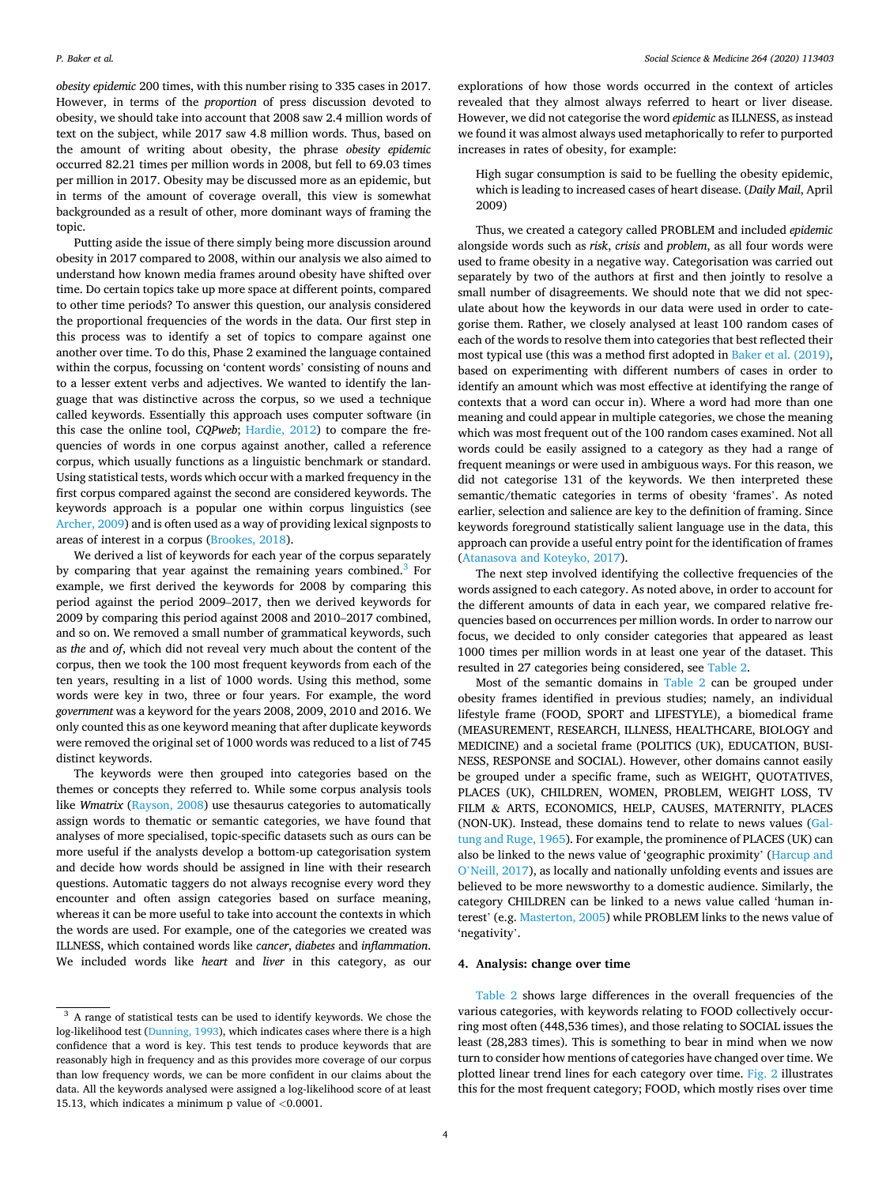*obesity epidemic* 200 times, with this number rising to 335 cases in 2017. However, in terms of the *proportion* of press discussion devoted to obesity, we should take into account that 2008 saw 2.4 million words of text on the subject, while 2017 saw 4.8 million words. Thus, based on the amount of writing about obesity, the phrase *obesity epidemic* occurred 82.21 times per million words in 2008, but fell to 69.03 times per million in 2017. Obesity may be discussed more as an epidemic, but in terms of the amount of coverage overall, this view is somewhat backgrounded as a result of other, more dominant ways of framing the topic.

Putting aside the issue of there simply being more discussion around obesity in 2017 compared to 2008, within our analysis we also aimed to understand how known media frames around obesity have shifted over time. Do certain topics take up more space at different points, compared to other time periods? To answer this question, our analysis considered the proportional frequencies of the words in the data. Our first step in this process was to identify a set of topics to compare against one another over time. To do this, Phase 2 examined the language contained within the corpus, focussing on 'content words' consisting of nouns and to a lesser extent verbs and adjectives. We wanted to identify the language that was distinctive across the corpus, so we used a technique called keywords. Essentially this approach uses computer software (in this case the online tool, *CQPweb*; Hardie, 2012) to compare the frequencies of words in one corpus against another, called a reference corpus, which usually functions as a linguistic benchmark or standard. Using statistical tests, words which occur with a marked frequency in the first corpus compared against the second are considered keywords. The keywords approach is a popular one within corpus linguistics (see Archer, 2009) and is often used as a way of providing lexical signposts to areas of interest in a corpus (Brookes, 2018).

We derived a list of keywords for each year of the corpus separately by comparing that year against the remaining years combined.[3] For example, we first derived the keywords for 2008 by comparing this period against the period 2009–2017, then we derived keywords for 2009 by comparing this period against 2008 and 2010–2017 combined, and so on. We removed a small number of grammatical keywords, such as *the* and *of*, which did not reveal very much about the content of the corpus, then we took the 100 most frequent keywords from each of the ten years, resulting in a list of 1000 words. Using this method, some words were key in two, three or four years. For example, the word *government* was a keyword for the years 2008, 2009, 2010 and 2016. We only counted this as one keyword meaning that after duplicate keywords were removed the original set of 1000 words was reduced to a list of 745 distinct keywords.

The keywords were then grouped into categories based on the themes or concepts they referred to. While some corpus analysis tools like *Wmatrix* (Rayson, 2008) use thesaurus categories to automatically assign words to thematic or semantic categories, we have found that analyses of more specialised, topic-specific datasets such as ours can be more useful if the analysts develop a bottom-up categorisation system and decide how words should be assigned in line with their research questions. Automatic taggers do not always recognise every word they encounter and often assign categories based on surface meaning, whereas it can be more useful to take into account the contexts in which the words are used. For example, one of the categories we created was ILLNESS, which contained words like *cancer*, *diabetes* and *inflammation*. We included words like *heart* and *liver* in this category, as our explorations of how those words occurred in the context of articles revealed that they almost always referred to heart or liver disease. However, we did not categorise the word *epidemic* as ILLNESS, as instead we found it was almost always used metaphorically to refer to purported increases in rates of obesity, for example:

> High sugar consumption is said to be fuelling the obesity epidemic, which is leading to increased cases of heart disease. (*Daily Mail*, April 2009)

Thus, we created a category called PROBLEM and included *epidemic* alongside words such as *risk*, *crisis* and *problem*, as all four words were used to frame obesity in a negative way. Categorisation was carried out separately by two of the authors at first and then jointly to resolve a small number of disagreements. We should note that we did not speculate about how the keywords in our data were used in order to categorise them. Rather, we closely analysed at least 100 random cases of each of the words to resolve them into categories that best reflected their most typical use (this was a method first adopted in Baker et al. (2019), based on experimenting with different numbers of cases in order to identify an amount which was most effective at identifying the range of contexts that a word can occur in). Where a word had more than one meaning and could appear in multiple categories, we chose the meaning which was most frequent out of the 100 random cases examined. Not all words could be easily assigned to a category as they had a range of frequent meanings or were used in ambiguous ways. For this reason, we did not categorise 131 of the keywords. We then interpreted these semantic/thematic categories in terms of obesity 'frames'. As noted earlier, selection and salience are key to the definition of framing. Since keywords foreground statistically salient language use in the data, this approach can provide a useful entry point for the identification of frames (Atanasova and Koteyko, 2017).

The next step involved identifying the collective frequencies of the words assigned to each category. As noted above, in order to account for the different amounts of data in each year, we compared relative frequencies based on occurrences per million words. In order to narrow our focus, we decided to only consider categories that appeared as least 1000 times per million words in at least one year of the dataset. This resulted in 27 categories being considered, see Table 2.

Most of the semantic domains in Table 2 can be grouped under obesity frames identified in previous studies; namely, an individual lifestyle frame (FOOD, SPORT and LIFESTYLE), a biomedical frame (MEASUREMENT, RESEARCH, ILLNESS, HEALTHCARE, BIOLOGY and MEDICINE) and a societal frame (POLITICS (UK), EDUCATION, BUSINESS, RESPONSE and SOCIAL). However, other domains cannot easily be grouped under a specific frame, such as WEIGHT, QUOTATIVES, PLACES (UK), CHILDREN, WOMEN, PROBLEM, WEIGHT LOSS, TV FILM & ARTS, ECONOMICS, HELP, CAUSES, MATERNITY, PLACES (NON-UK). Instead, these domains tend to relate to news values (Galtung and Ruge, 1965). For example, the prominence of PLACES (UK) can also be linked to the news value of 'geographic proximity' (Harcup and O'Neill, 2017), as locally and nationally unfolding events and issues are believed to be more newsworthy to a domestic audience. Similarly, the category CHILDREN can be linked to a news value called 'human interest' (e.g. Masterton, 2005) while PROBLEM links to the news value of 'negativity'.

## 4. Analysis: change over time

Table 2 shows large differences in the overall frequencies of the various categories, with keywords relating to FOOD collectively occurring most often (448,536 times), and those relating to SOCIAL issues the least (28,283 times). This is something to bear in mind when we now turn to consider how mentions of categories have changed over time. We plotted linear trend lines for each category over time. Fig. 2 illustrates this for the most frequent category; FOOD, which mostly rises over time

---

[3] A range of statistical tests can be used to identify keywords. We chose the log-likelihood test (Dunning, 1993), which indicates cases where there is a high confidence that a word is key. This test tends to produce keywords that are reasonably high in frequency and as this provides more coverage of our corpus than low frequency words, we can be more confident in our claims about the data. All the keywords analysed were assigned a log-likelihood score of at least 15.13, which indicates a minimum p value of $<0.0001$.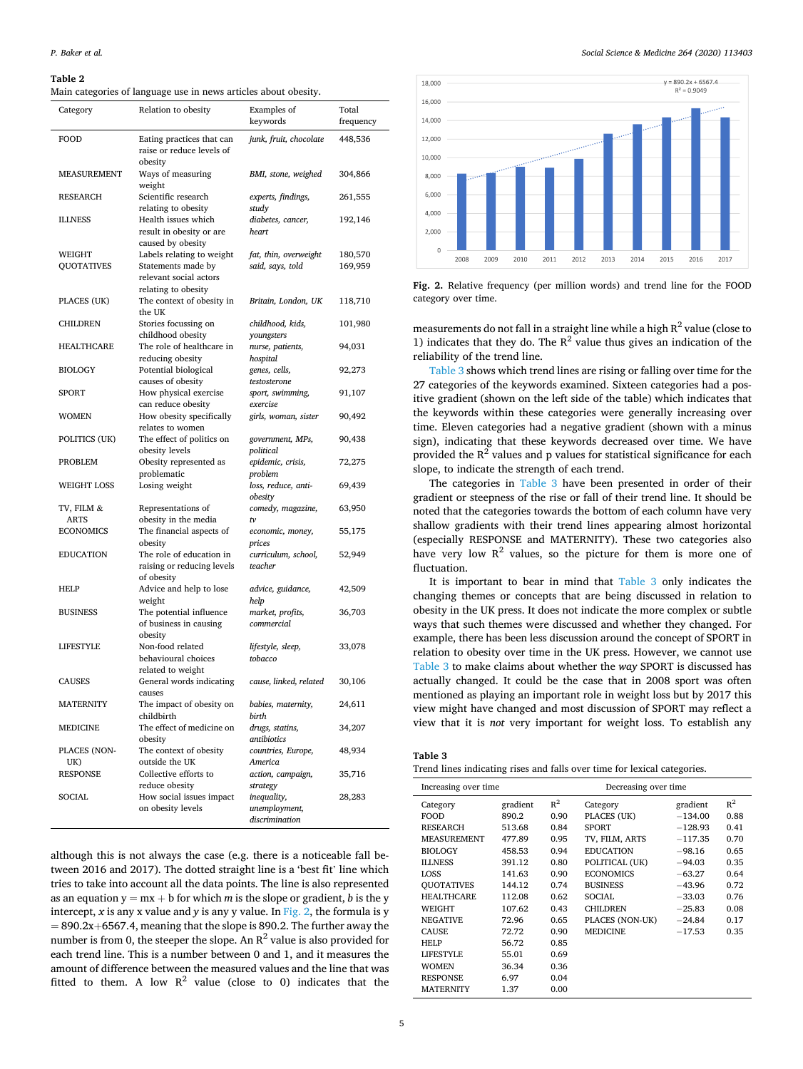**Table 2**
Main categories of language use in news articles about obesity.

| Category | Relation to obesity | Examples of keywords | Total frequency |
|---|---|---|---|
| FOOD | Eating practices that can raise or reduce levels of obesity | *junk, fruit, chocolate* | 448,536 |
| MEASUREMENT | Ways of measuring weight | *BMI, stone, weighed* | 304,866 |
| RESEARCH | Scientific research relating to obesity | *experts, findings, study* | 261,555 |
| ILLNESS | Health issues which result in obesity or are caused by obesity | *diabetes, cancer, heart* | 192,146 |
| WEIGHT | Labels relating to weight | *fat, thin, overweight* | 180,570 |
| QUOTATIVES | Statements made by relevant social actors relating to obesity | *said, says, told* | 169,959 |
| PLACES (UK) | The context of obesity in the UK | *Britain, London, UK* | 118,710 |
| CHILDREN | Stories focussing on childhood obesity | *childhood, kids, youngsters* | 101,980 |
| HEALTHCARE | The role of healthcare in reducing obesity | *nurse, patients, hospital* | 94,031 |
| BIOLOGY | Potential biological causes of obesity | *genes, cells, testosterone* | 92,273 |
| SPORT | How physical exercise can reduce obesity | *sport, swimming, exercise* | 91,107 |
| WOMEN | How obesity specifically relates to women | *girls, woman, sister* | 90,492 |
| POLITICS (UK) | The effect of politics on obesity levels | *government, MPs, political* | 90,438 |
| PROBLEM | Obesity represented as problematic | *epidemic, crisis, problem* | 72,275 |
| WEIGHT LOSS | Losing weight | *loss, reduce, anti-obesity* | 69,439 |
| TV, FILM & ARTS | Representations of obesity in the media | *comedy, magazine, tv* | 63,950 |
| ECONOMICS | The financial aspects of obesity | *economic, money, prices* | 55,175 |
| EDUCATION | The role of education in raising or reducing levels of obesity | *curriculum, school, teacher* | 52,949 |
| HELP | Advice and help to lose weight | *advice, guidance, help* | 42,509 |
| BUSINESS | The potential influence of business in causing obesity | *market, profits, commercial* | 36,703 |
| LIFESTYLE | Non-food related behavioural choices related to weight | *lifestyle, sleep, tobacco* | 33,078 |
| CAUSES | General words indicating causes | *cause, linked, related* | 30,106 |
| MATERNITY | The impact of obesity on childbirth | *babies, maternity, birth* | 24,611 |
| MEDICINE | The effect of medicine on obesity | *drugs, statins, antibiotics* | 34,207 |
| PLACES (NON-UK) | The context of obesity outside the UK | *countries, Europe, America* | 48,934 |
| RESPONSE | Collective efforts to reduce obesity | *action, campaign, strategy* | 35,716 |
| SOCIAL | How social issues impact on obesity levels | *inequality, unemployment, discrimination* | 28,283 |

although this is not always the case (e.g. there is a noticeable fall between 2016 and 2017). The dotted straight line is a 'best fit' line which tries to take into account all the data points. The line is also represented as an equation $y = mx + b$ for which *m* is the slope or gradient, *b* is the y intercept, *x* is any x value and *y* is any y value. In Fig. 2, the formula is $y = 890.2x+6567.4$, meaning that the slope is 890.2. The further away the number is from 0, the steeper the slope. An $R^2$ value is also provided for each trend line. This is a number between 0 and 1, and it measures the amount of difference between the measured values and the line that was fitted to them. A low $R^2$ value (close to 0) indicates that the measurements do not fall in a straight line while a high $R^2$ value (close to 1) indicates that they do. The $R^2$ value thus gives an indication of the reliability of the trend line.

**Fig. 2.** Relative frequency (per million words) and trend line for the FOOD category over time.

Table 3 shows which trend lines are rising or falling over time for the 27 categories of the keywords examined. Sixteen categories had a positive gradient (shown on the left side of the table) which indicates that the keywords within these categories were generally increasing over time. Eleven categories had a negative gradient (shown with a minus sign), indicating that these keywords decreased over time. We have provided the $R^2$ values and p values for statistical significance for each slope, to indicate the strength of each trend.

The categories in Table 3 have been presented in order of their gradient or steepness of the rise or fall of their trend line. It should be noted that the categories towards the bottom of each column have very shallow gradients with their trend lines appearing almost horizontal (especially RESPONSE and MATERNITY). These two categories also have very low $R^2$ values, so the picture for them is more one of fluctuation.

It is important to bear in mind that Table 3 only indicates the changing themes or concepts that are being discussed in relation to obesity in the UK press. It does not indicate the more complex or subtle ways that such themes were discussed and whether they changed. For example, there has been less discussion around the concept of SPORT in relation to obesity over time in the UK press. However, we cannot use Table 3 to make claims about whether the *way* SPORT is discussed has actually changed. It could be the case that in 2008 sport was often mentioned as playing an important role in weight loss but by 2017 this view might have changed and most discussion of SPORT may reflect a view that it is *not* very important for weight loss. To establish any

**Table 3**
Trend lines indicating rises and falls over time for lexical categories.

| Increasing over time | | | Decreasing over time | | |
|---|---|---|---|---|---|
| Category | gradient | $R^2$ | Category | gradient | $R^2$ |
| FOOD | 890.2 | 0.90 | PLACES (UK) | −134.00 | 0.88 |
| RESEARCH | 513.68 | 0.84 | SPORT | −128.93 | 0.41 |
| MEASUREMENT | 477.89 | 0.95 | TV, FILM, ARTS | −117.35 | 0.70 |
| BIOLOGY | 458.53 | 0.94 | EDUCATION | −98.16 | 0.65 |
| ILLNESS | 391.12 | 0.80 | POLITICAL (UK) | −94.03 | 0.35 |
| LOSS | 141.63 | 0.90 | ECONOMICS | −63.27 | 0.64 |
| QUOTATIVES | 144.12 | 0.74 | BUSINESS | −43.96 | 0.72 |
| HEALTHCARE | 112.08 | 0.62 | SOCIAL | −33.03 | 0.76 |
| WEIGHT | 107.62 | 0.43 | CHILDREN | −25.83 | 0.08 |
| NEGATIVE | 72.96 | 0.65 | PLACES (NON-UK) | −24.84 | 0.17 |
| CAUSE | 72.72 | 0.90 | MEDICINE | −17.53 | 0.35 |
| HELP | 56.72 | 0.85 | | | |
| LIFESTYLE | 55.01 | 0.69 | | | |
| WOMEN | 36.34 | 0.36 | | | |
| RESPONSE | 6.97 | 0.04 | | | |
| MATERNITY | 1.37 | 0.00 | | | |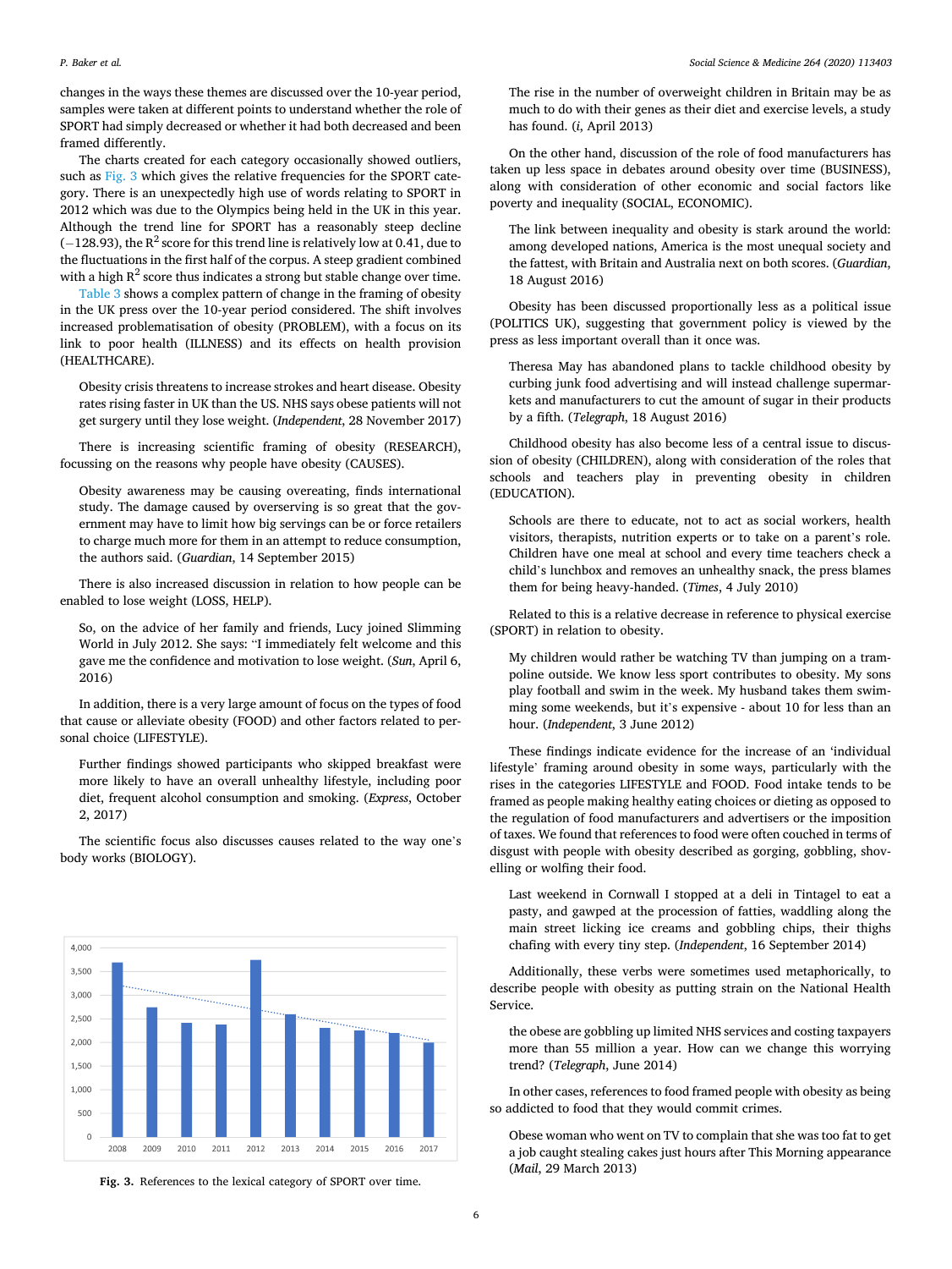changes in the ways these themes are discussed over the 10-year period, samples were taken at different points to understand whether the role of SPORT had simply decreased or whether it had both decreased and been framed differently.

The charts created for each category occasionally showed outliers, such as Fig. 3 which gives the relative frequencies for the SPORT category. There is an unexpectedly high use of words relating to SPORT in 2012 which was due to the Olympics being held in the UK in this year. Although the trend line for SPORT has a reasonably steep decline (−128.93), the $R^2$ score for this trend line is relatively low at 0.41, due to the fluctuations in the first half of the corpus. A steep gradient combined with a high $R^2$ score thus indicates a strong but stable change over time.

Table 3 shows a complex pattern of change in the framing of obesity in the UK press over the 10-year period considered. The shift involves increased problematisation of obesity (PROBLEM), with a focus on its link to poor health (ILLNESS) and its effects on health provision (HEALTHCARE).

> Obesity crisis threatens to increase strokes and heart disease. Obesity rates rising faster in UK than the US. NHS says obese patients will not get surgery until they lose weight. (*Independent*, 28 November 2017)

There is increasing scientific framing of obesity (RESEARCH), focussing on the reasons why people have obesity (CAUSES).

> Obesity awareness may be causing overeating, finds international study. The damage caused by overserving is so great that the government may have to limit how big servings can be or force retailers to charge much more for them in an attempt to reduce consumption, the authors said. (*Guardian*, 14 September 2015)

There is also increased discussion in relation to how people can be enabled to lose weight (LOSS, HELP).

> So, on the advice of her family and friends, Lucy joined Slimming World in July 2012. She says: "I immediately felt welcome and this gave me the confidence and motivation to lose weight. (*Sun*, April 6, 2016)

In addition, there is a very large amount of focus on the types of food that cause or alleviate obesity (FOOD) and other factors related to personal choice (LIFESTYLE).

> Further findings showed participants who skipped breakfast were more likely to have an overall unhealthy lifestyle, including poor diet, frequent alcohol consumption and smoking. (*Express*, October 2, 2017)

The scientific focus also discusses causes related to the way one's body works (BIOLOGY).

| Year | References |
|---|---|
| 2008 | ~3,700 |
| 2009 | ~2,750 |
| 2010 | ~2,420 |
| 2011 | ~2,380 |
| 2012 | ~3,750 |
| 2013 | ~2,600 |
| 2014 | ~2,320 |
| 2015 | ~2,260 |
| 2016 | ~2,200 |
| 2017 | ~2,000 |

**Fig. 3.** References to the lexical category of SPORT over time.

> The rise in the number of overweight children in Britain may be as much to do with their genes as their diet and exercise levels, a study has found. (*i*, April 2013)

On the other hand, discussion of the role of food manufacturers has taken up less space in debates around obesity over time (BUSINESS), along with consideration of other economic and social factors like poverty and inequality (SOCIAL, ECONOMIC).

> The link between inequality and obesity is stark around the world: among developed nations, America is the most unequal society and the fattest, with Britain and Australia next on both scores. (*Guardian*, 18 August 2016)

Obesity has been discussed proportionally less as a political issue (POLITICS UK), suggesting that government policy is viewed by the press as less important overall than it once was.

> Theresa May has abandoned plans to tackle childhood obesity by curbing junk food advertising and will instead challenge supermarkets and manufacturers to cut the amount of sugar in their products by a fifth. (*Telegraph*, 18 August 2016)

Childhood obesity has also become less of a central issue to discussion of obesity (CHILDREN), along with consideration of the roles that schools and teachers play in preventing obesity in children (EDUCATION).

> Schools are there to educate, not to act as social workers, health visitors, therapists, nutrition experts or to take on a parent's role. Children have one meal at school and every time teachers check a child's lunchbox and removes an unhealthy snack, the press blames them for being heavy-handed. (*Times*, 4 July 2010)

Related to this is a relative decrease in reference to physical exercise (SPORT) in relation to obesity.

> My children would rather be watching TV than jumping on a trampoline outside. We know less sport contributes to obesity. My sons play football and swim in the week. My husband takes them swimming some weekends, but it's expensive - about 10 for less than an hour. (*Independent*, 3 June 2012)

These findings indicate evidence for the increase of an 'individual lifestyle' framing around obesity in some ways, particularly with the rises in the categories LIFESTYLE and FOOD. Food intake tends to be framed as people making healthy eating choices or dieting as opposed to the regulation of food manufacturers and advertisers or the imposition of taxes. We found that references to food were often couched in terms of disgust with people with obesity described as gorging, gobbling, shovelling or wolfing their food.

> Last weekend in Cornwall I stopped at a deli in Tintagel to eat a pasty, and gawped at the procession of fatties, waddling along the main street licking ice creams and gobbling chips, their thighs chafing with every tiny step. (*Independent*, 16 September 2014)

Additionally, these verbs were sometimes used metaphorically, to describe people with obesity as putting strain on the National Health Service.

> the obese are gobbling up limited NHS services and costing taxpayers more than 55 million a year. How can we change this worrying trend? (*Telegraph*, June 2014)

In other cases, references to food framed people with obesity as being so addicted to food that they would commit crimes.

> Obese woman who went on TV to complain that she was too fat to get a job caught stealing cakes just hours after This Morning appearance (*Mail*, 29 March 2013)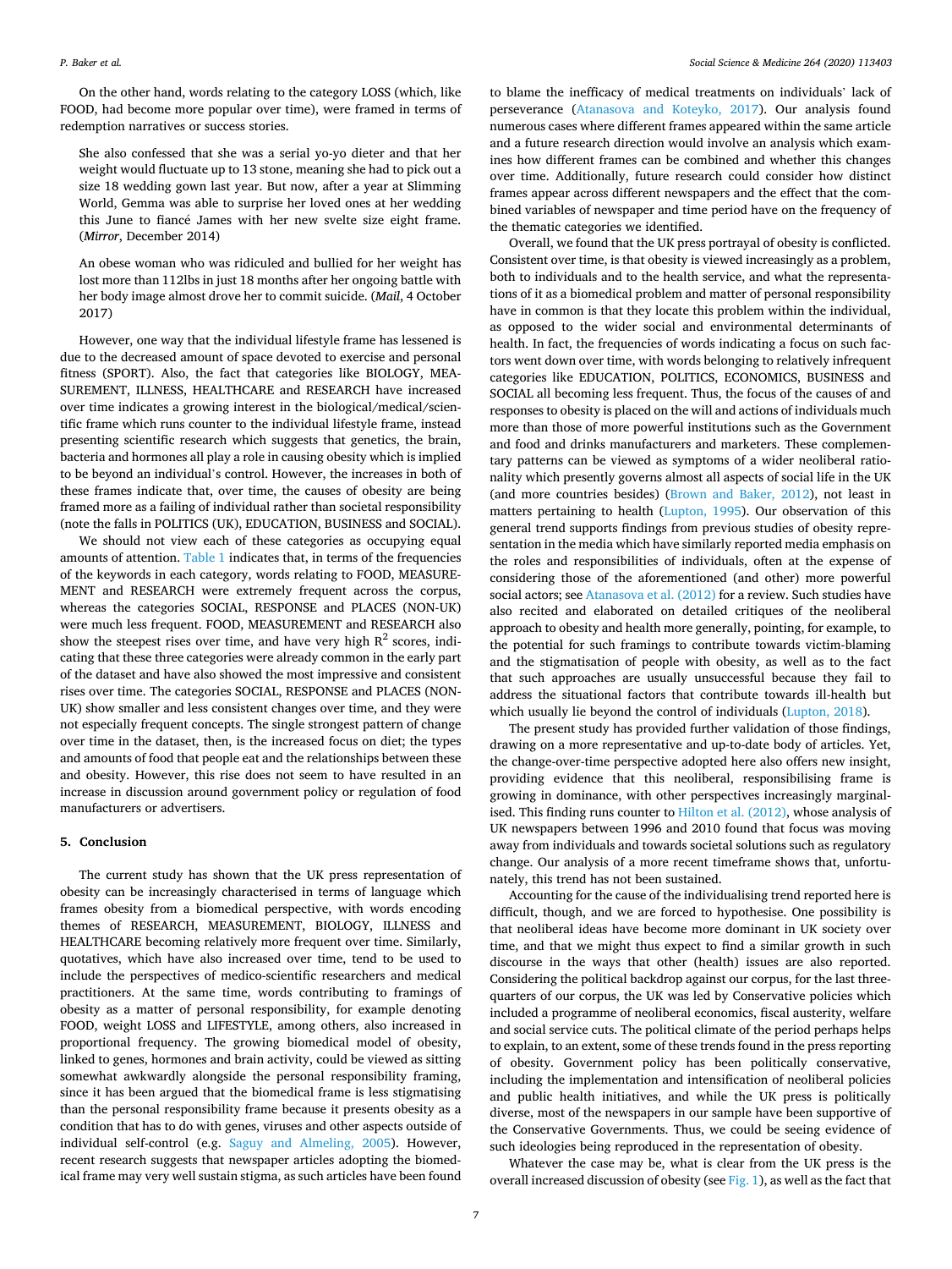On the other hand, words relating to the category LOSS (which, like FOOD, had become more popular over time), were framed in terms of redemption narratives or success stories.

> She also confessed that she was a serial yo-yo dieter and that her weight would fluctuate up to 13 stone, meaning she had to pick out a size 18 wedding gown last year. But now, after a year at Slimming World, Gemma was able to surprise her loved ones at her wedding this June to fiancé James with her new svelte size eight frame. (*Mirror*, December 2014)

> An obese woman who was ridiculed and bullied for her weight has lost more than 112lbs in just 18 months after her ongoing battle with her body image almost drove her to commit suicide. (*Mail*, 4 October 2017)

However, one way that the individual lifestyle frame has lessened is due to the decreased amount of space devoted to exercise and personal fitness (SPORT). Also, the fact that categories like BIOLOGY, MEASUREMENT, ILLNESS, HEALTHCARE and RESEARCH have increased over time indicates a growing interest in the biological/medical/scientific frame which runs counter to the individual lifestyle frame, instead presenting scientific research which suggests that genetics, the brain, bacteria and hormones all play a role in causing obesity which is implied to be beyond an individual's control. However, the increases in both of these frames indicate that, over time, the causes of obesity are being framed more as a failing of individual rather than societal responsibility (note the falls in POLITICS (UK), EDUCATION, BUSINESS and SOCIAL).

We should not view each of these categories as occupying equal amounts of attention. Table 1 indicates that, in terms of the frequencies of the keywords in each category, words relating to FOOD, MEASUREMENT and RESEARCH were extremely frequent across the corpus, whereas the categories SOCIAL, RESPONSE and PLACES (NON-UK) were much less frequent. FOOD, MEASUREMENT and RESEARCH also show the steepest rises over time, and have very high $R^2$ scores, indicating that these three categories were already common in the early part of the dataset and have also showed the most impressive and consistent rises over time. The categories SOCIAL, RESPONSE and PLACES (NON-UK) show smaller and less consistent changes over time, and they were not especially frequent concepts. The single strongest pattern of change over time in the dataset, then, is the increased focus on diet; the types and amounts of food that people eat and the relationships between these and obesity. However, this rise does not seem to have resulted in an increase in discussion around government policy or regulation of food manufacturers or advertisers.

## 5. Conclusion

The current study has shown that the UK press representation of obesity can be increasingly characterised in terms of language which frames obesity from a biomedical perspective, with words encoding themes of RESEARCH, MEASUREMENT, BIOLOGY, ILLNESS and HEALTHCARE becoming relatively more frequent over time. Similarly, quotatives, which have also increased over time, tend to be used to include the perspectives of medico-scientific researchers and medical practitioners. At the same time, words contributing to framings of obesity as a matter of personal responsibility, for example denoting FOOD, weight LOSS and LIFESTYLE, among others, also increased in proportional frequency. The growing biomedical model of obesity, linked to genes, hormones and brain activity, could be viewed as sitting somewhat awkwardly alongside the personal responsibility framing, since it has been argued that the biomedical frame is less stigmatising than the personal responsibility frame because it presents obesity as a condition that has to do with genes, viruses and other aspects outside of individual self-control (e.g. Saguy and Almeling, 2005). However, recent research suggests that newspaper articles adopting the biomedical frame may very well sustain stigma, as such articles have been found to blame the inefficacy of medical treatments on individuals' lack of perseverance (Atanasova and Koteyko, 2017). Our analysis found numerous cases where different frames appeared within the same article and a future research direction would involve an analysis which examines how different frames can be combined and whether this changes over time. Additionally, future research could consider how distinct frames appear across different newspapers and the effect that the combined variables of newspaper and time period have on the frequency of the thematic categories we identified.

Overall, we found that the UK press portrayal of obesity is conflicted. Consistent over time, is that obesity is viewed increasingly as a problem, both to individuals and to the health service, and what the representations of it as a biomedical problem and matter of personal responsibility have in common is that they locate this problem within the individual, as opposed to the wider social and environmental determinants of health. In fact, the frequencies of words indicating a focus on such factors went down over time, with words belonging to relatively infrequent categories like EDUCATION, POLITICS, ECONOMICS, BUSINESS and SOCIAL all becoming less frequent. Thus, the focus of the causes of and responses to obesity is placed on the will and actions of individuals much more than those of more powerful institutions such as the Government and food and drinks manufacturers and marketers. These complementary patterns can be viewed as symptoms of a wider neoliberal rationality which presently governs almost all aspects of social life in the UK (and more countries besides) (Brown and Baker, 2012), not least in matters pertaining to health (Lupton, 1995). Our observation of this general trend supports findings from previous studies of obesity representation in the media which have similarly reported media emphasis on the roles and responsibilities of individuals, often at the expense of considering those of the aforementioned (and other) more powerful social actors; see Atanasova et al. (2012) for a review. Such studies have also recited and elaborated on detailed critiques of the neoliberal approach to obesity and health more generally, pointing, for example, to the potential for such framings to contribute towards victim-blaming and the stigmatisation of people with obesity, as well as to the fact that such approaches are usually unsuccessful because they fail to address the situational factors that contribute towards ill-health but which usually lie beyond the control of individuals (Lupton, 2018).

The present study has provided further validation of those findings, drawing on a more representative and up-to-date body of articles. Yet, the change-over-time perspective adopted here also offers new insight, providing evidence that this neoliberal, responsibilising frame is growing in dominance, with other perspectives increasingly marginalised. This finding runs counter to Hilton et al. (2012), whose analysis of UK newspapers between 1996 and 2010 found that focus was moving away from individuals and towards societal solutions such as regulatory change. Our analysis of a more recent timeframe shows that, unfortunately, this trend has not been sustained.

Accounting for the cause of the individualising trend reported here is difficult, though, and we are forced to hypothesise. One possibility is that neoliberal ideas have become more dominant in UK society over time, and that we might thus expect to find a similar growth in such discourse in the ways that other (health) issues are also reported. Considering the political backdrop against our corpus, for the last three-quarters of our corpus, the UK was led by Conservative policies which included a programme of neoliberal economics, fiscal austerity, welfare and social service cuts. The political climate of the period perhaps helps to explain, to an extent, some of these trends found in the press reporting of obesity. Government policy has been politically conservative, including the implementation and intensification of neoliberal policies and public health initiatives, and while the UK press is politically diverse, most of the newspapers in our sample have been supportive of the Conservative Governments. Thus, we could be seeing evidence of such ideologies being reproduced in the representation of obesity.

Whatever the case may be, what is clear from the UK press is the overall increased discussion of obesity (see Fig. 1), as well as the fact that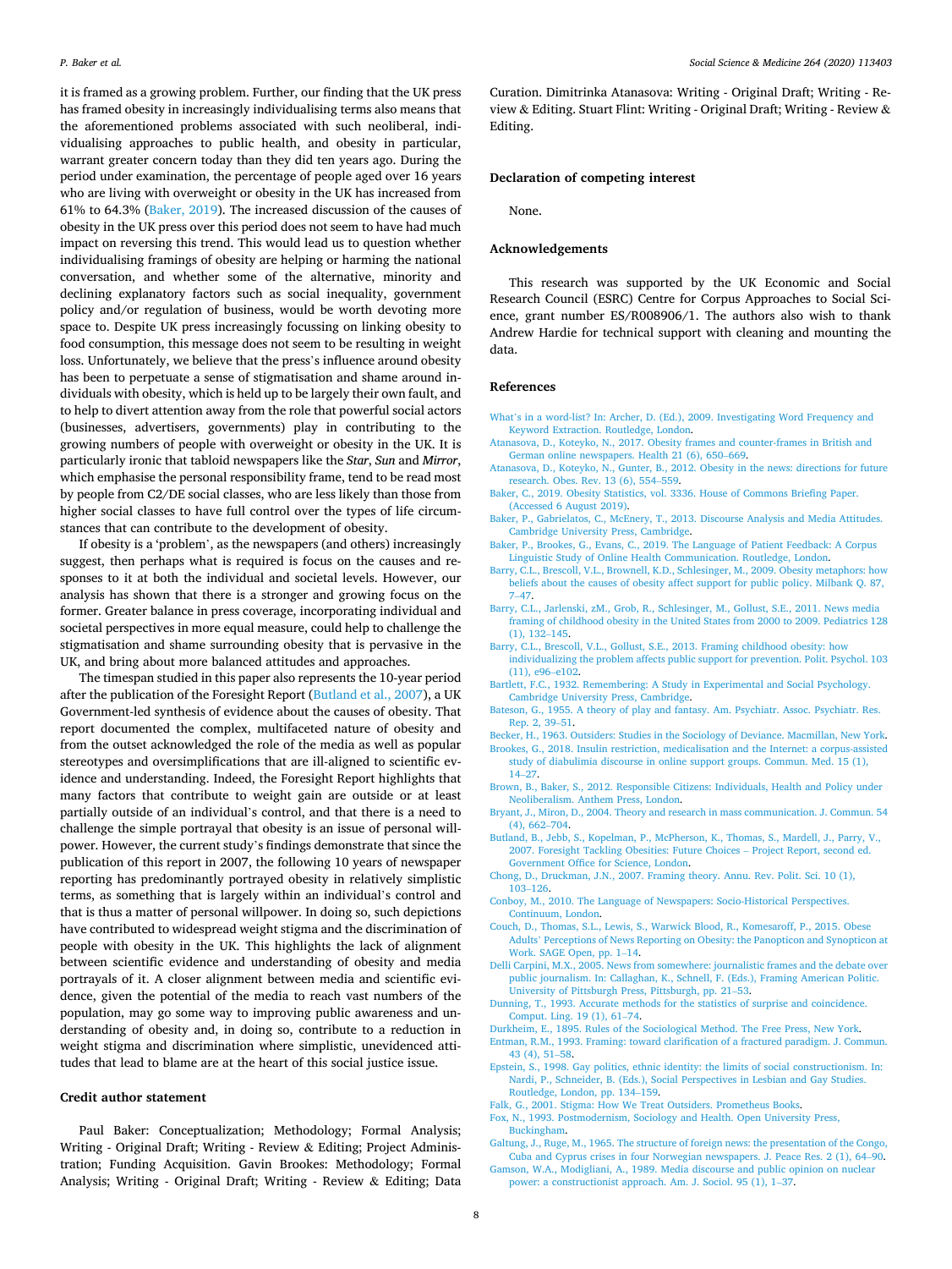it is framed as a growing problem. Further, our finding that the UK press has framed obesity in increasingly individualising terms also means that the aforementioned problems associated with such neoliberal, individualising approaches to public health, and obesity in particular, warrant greater concern today than they did ten years ago. During the period under examination, the percentage of people aged over 16 years who are living with overweight or obesity in the UK has increased from 61% to 64.3% (Baker, 2019). The increased discussion of the causes of obesity in the UK press over this period does not seem to have had much impact on reversing this trend. This would lead us to question whether individualising framings of obesity are helping or harming the national conversation, and whether some of the alternative, minority and declining explanatory factors such as social inequality, government policy and/or regulation of business, would be worth devoting more space to. Despite UK press increasingly focussing on linking obesity to food consumption, this message does not seem to be resulting in weight loss. Unfortunately, we believe that the press's influence around obesity has been to perpetuate a sense of stigmatisation and shame around individuals with obesity, which is held up to be largely their own fault, and to help to divert attention away from the role that powerful social actors (businesses, advertisers, governments) play in contributing to the growing numbers of people with overweight or obesity in the UK. It is particularly ironic that tabloid newspapers like the *Star*, *Sun* and *Mirror*, which emphasise the personal responsibility frame, tend to be read most by people from C2/DE social classes, who are less likely than those from higher social classes to have full control over the types of life circumstances that can contribute to the development of obesity.

If obesity is a 'problem', as the newspapers (and others) increasingly suggest, then perhaps what is required is focus on the causes and responses to it at both the individual and societal levels. However, our analysis has shown that there is a stronger and growing focus on the former. Greater balance in press coverage, incorporating individual and societal perspectives in more equal measure, could help to challenge the stigmatisation and shame surrounding obesity that is pervasive in the UK, and bring about more balanced attitudes and approaches.

The timespan studied in this paper also represents the 10-year period after the publication of the Foresight Report (Butland et al., 2007), a UK Government-led synthesis of evidence about the causes of obesity. That report documented the complex, multifaceted nature of obesity and from the outset acknowledged the role of the media as well as popular stereotypes and oversimplifications that are ill-aligned to scientific evidence and understanding. Indeed, the Foresight Report highlights that many factors that contribute to weight gain are outside or at least partially outside of an individual's control, and that there is a need to challenge the simple portrayal that obesity is an issue of personal willpower. However, the current study's findings demonstrate that since the publication of this report in 2007, the following 10 years of newspaper reporting has predominantly portrayed obesity in relatively simplistic terms, as something that is largely within an individual's control and that is thus a matter of personal willpower. In doing so, such depictions have contributed to widespread weight stigma and the discrimination of people with obesity in the UK. This highlights the lack of alignment between scientific evidence and understanding of obesity and media portrayals of it. A closer alignment between media and scientific evidence, given the potential of the media to reach vast numbers of the population, may go some way to improving public awareness and understanding of obesity and, in doing so, contribute to a reduction in weight stigma and discrimination where simplistic, unevidenced attitudes that lead to blame are at the heart of this social justice issue.

## Credit author statement

Paul Baker: Conceptualization; Methodology; Formal Analysis; Writing - Original Draft; Writing - Review & Editing; Project Administration; Funding Acquisition. Gavin Brookes: Methodology; Formal Analysis; Writing - Original Draft; Writing - Review & Editing; Data Curation. Dimitrinka Atanasova: Writing - Original Draft; Writing - Review & Editing. Stuart Flint: Writing - Original Draft; Writing - Review & Editing.

## Declaration of competing interest

None.

## Acknowledgements

This research was supported by the UK Economic and Social Research Council (ESRC) Centre for Corpus Approaches to Social Science, grant number ES/R008906/1. The authors also wish to thank Andrew Hardie for technical support with cleaning and mounting the data.

## References

What's in a word-list? In: Archer, D. (Ed.), 2009. Investigating Word Frequency and Keyword Extraction. Routledge, London.

Atanasova, D., Koteyko, N., 2017. Obesity frames and counter-frames in British and German online newspapers. Health 21 (6), 650–669.

Atanasova, D., Koteyko, N., Gunter, B., 2012. Obesity in the news: directions for future research. Obes. Rev. 13 (6), 554–559.

Baker, C., 2019. Obesity Statistics, vol. 3336. House of Commons Briefing Paper. (Accessed 6 August 2019).

Baker, P., Gabrielatos, C., McEnery, T., 2013. Discourse Analysis and Media Attitudes. Cambridge University Press, Cambridge.

Baker, P., Brookes, G., Evans, C., 2019. The Language of Patient Feedback: A Corpus Linguistic Study of Online Health Communication. Routledge, London.

Barry, C.L., Brescoll, V.L., Brownell, K.D., Schlesinger, M., 2009. Obesity metaphors: how beliefs about the causes of obesity affect support for public policy. Milbank Q. 87, 7–47.

Barry, C.L., Jarlenski, zM., Grob, R., Schlesinger, M., Gollust, S.E., 2011. News media framing of childhood obesity in the United States from 2000 to 2009. Pediatrics 128 (1), 132–145.

Barry, C.L., Brescoll, V.L., Gollust, S.E., 2013. Framing childhood obesity: how individualizing the problem affects public support for prevention. Polit. Psychol. 103 (11), e96–e102.

Bartlett, F.C., 1932. Remembering: A Study in Experimental and Social Psychology. Cambridge University Press, Cambridge.

Bateson, G., 1955. A theory of play and fantasy. Am. Psychiatr. Assoc. Psychiatr. Res. Rep. 2, 39–51.

Becker, H., 1963. Outsiders: Studies in the Sociology of Deviance. Macmillan, New York.

Brookes, G., 2018. Insulin restriction, medicalisation and the Internet: a corpus-assisted study of diabulimia discourse in online support groups. Commun. Med. 15 (1), 14–27.

Brown, B., Baker, S., 2012. Responsible Citizens: Individuals, Health and Policy under Neoliberalism. Anthem Press, London.

Bryant, J., Miron, D., 2004. Theory and research in mass communication. J. Commun. 54 (4), 662–704.

Butland, B., Jebb, S., Kopelman, P., McPherson, K., Thomas, S., Mardell, J., Parry, V., 2007. Foresight Tackling Obesities: Future Choices – Project Report, second ed. Government Office for Science, London.

Chong, D., Druckman, J.N., 2007. Framing theory. Annu. Rev. Polit. Sci. 10 (1), 103–126.

Conboy, M., 2010. The Language of Newspapers: Socio-Historical Perspectives. Continuum, London.

Couch, D., Thomas, S.L., Lewis, S., Warwick Blood, R., Komesaroff, P., 2015. Obese Adults' Perceptions of News Reporting on Obesity: the Panopticon and Synopticon at Work. SAGE Open, pp. 1–14.

Delli Carpini, M.X., 2005. News from somewhere: journalistic frames and the debate over public journalism. In: Callaghan, K., Schnell, F. (Eds.), Framing American Politic. University of Pittsburgh Press, Pittsburgh, pp. 21–53.

Dunning, T., 1993. Accurate methods for the statistics of surprise and coincidence. Comput. Ling. 19 (1), 61–74.

Durkheim, E., 1895. Rules of the Sociological Method. The Free Press, New York.

Entman, R.M., 1993. Framing: toward clarification of a fractured paradigm. J. Commun. 43 (4), 51–58.

Epstein, S., 1998. Gay politics, ethnic identity: the limits of social constructionism. In: Nardi, P., Schneider, B. (Eds.), Social Perspectives in Lesbian and Gay Studies. Routledge, London, pp. 134–159.

Falk, G., 2001. Stigma: How We Treat Outsiders. Prometheus Books.

Fox, N., 1993. Postmodernism, Sociology and Health. Open University Press, Buckingham.

Galtung, J., Ruge, M., 1965. The structure of foreign news: the presentation of the Congo, Cuba and Cyprus crises in four Norwegian newspapers. J. Peace Res. 2 (1), 64–90.

Gamson, W.A., Modigliani, A., 1989. Media discourse and public opinion on nuclear power: a constructionist approach. Am. J. Sociol. 95 (1), 1–37.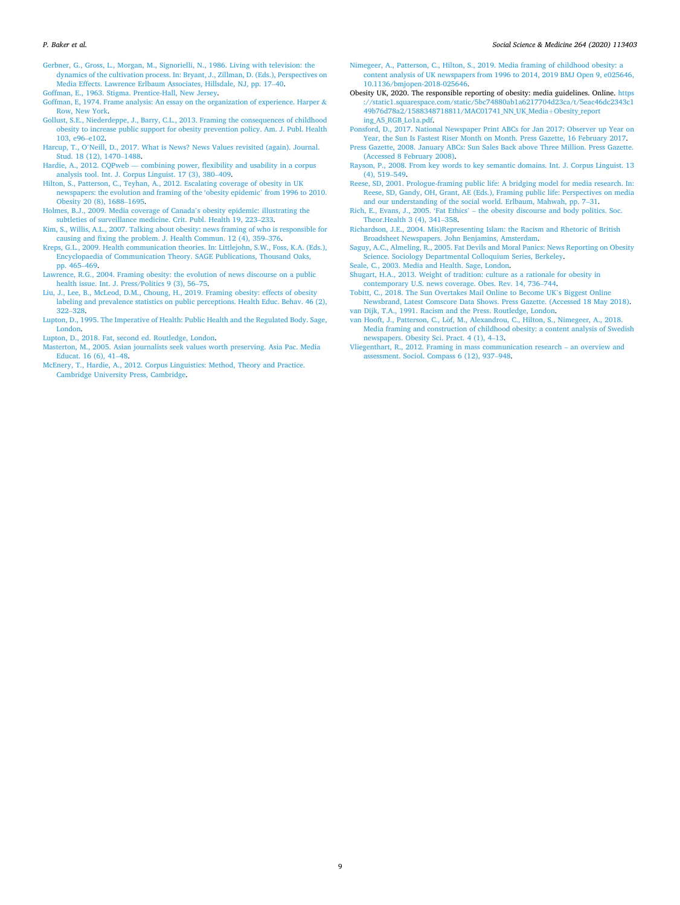Gerbner, G., Gross, L., Morgan, M., Signorielli, N., 1986. Living with television: the dynamics of the cultivation process. In: Bryant, J., Zillman, D. (Eds.), Perspectives on Media Effects. Lawrence Erlbaum Associates, Hillsdale, NJ, pp. 17–40.

Goffman, E., 1963. Stigma. Prentice-Hall, New Jersey.

Goffman, E, 1974. Frame analysis: An essay on the organization of experience. Harper & Row, New York.

Gollust, S.E., Niederdeppe, J., Barry, C.L., 2013. Framing the consequences of childhood obesity to increase public support for obesity prevention policy. Am. J. Publ. Health 103, e96–e102.

Harcup, T., O'Neill, D., 2017. What is News? News Values revisited (again). Journal. Stud. 18 (12), 1470–1488.

Hardie, A., 2012. CQPweb — combining power, flexibility and usability in a corpus analysis tool. Int. J. Corpus Linguist. 17 (3), 380–409.

Hilton, S., Patterson, C., Teyhan, A., 2012. Escalating coverage of obesity in UK newspapers: the evolution and framing of the 'obesity epidemic' from 1996 to 2010. Obesity 20 (8), 1688–1695.

Holmes, B.J., 2009. Media coverage of Canada's obesity epidemic: illustrating the subtleties of surveillance medicine. Crit. Publ. Health 19, 223–233.

Kim, S., Willis, A.L., 2007. Talking about obesity: news framing of who is responsible for causing and fixing the problem. J. Health Commun. 12 (4), 359–376.

Kreps, G.L., 2009. Health communication theories. In: Littlejohn, S.W., Foss, K.A. (Eds.), Encyclopaedia of Communication Theory. SAGE Publications, Thousand Oaks, pp. 465–469.

Lawrence, R.G., 2004. Framing obesity: the evolution of news discourse on a public health issue. Int. J. Press/Politics 9 (3), 56–75.

Liu, J., Lee, B., McLeod, D.M., Choung, H., 2019. Framing obesity: effects of obesity labeling and prevalence statistics on public perceptions. Health Educ. Behav. 46 (2), 322–328.

Lupton, D., 1995. The Imperative of Health: Public Health and the Regulated Body. Sage, London.

Lupton, D., 2018. Fat, second ed. Routledge, London.

Masterton, M., 2005. Asian journalists seek values worth preserving. Asia Pac. Media Educat. 16 (6), 41–48.

McEnery, T., Hardie, A., 2012. Corpus Linguistics: Method, Theory and Practice. Cambridge University Press, Cambridge.

Nimegeer, A., Patterson, C., Hilton, S., 2019. Media framing of childhood obesity: a content analysis of UK newspapers from 1996 to 2014, 2019 BMJ Open 9, e025646, 10.1136/bmjopen-2018-025646.

Obesity UK, 2020. The responsible reporting of obesity: media guidelines. Online. https://static1.squarespace.com/static/5bc74880ab1a6217704d23ca/t/5eac46dc2343c149b76d78a2/1588348718811/MAC01741_NN_UK_Media+Obesity_reporting_A5_RGB_Lo1a.pdf.

Ponsford, D., 2017. National Newspaper Print ABCs for Jan 2017: Observer up Year on Year, the Sun Is Fastest Riser Month on Month. Press Gazette, 16 February 2017.

Press Gazette, 2008. January ABCs: Sun Sales Back above Three Million. Press Gazette. (Accessed 8 February 2008).

Rayson, P., 2008. From key words to key semantic domains. Int. J. Corpus Linguist. 13 (4), 519–549.

Reese, SD, 2001. Prologue-framing public life: A bridging model for media research. In: Reese, SD, Gandy, OH, Grant, AE (Eds.), Framing public life: Perspectives on media and our understanding of the social world. Erlbaum, Mahwah, pp. 7–31.

Rich, E., Evans, J., 2005. 'Fat Ethics' – the obesity discourse and body politics. Soc. Theor.Health 3 (4), 341–358.

Richardson, J.E., 2004. Mis)Representing Islam: the Racism and Rhetoric of British Broadsheet Newspapers. John Benjamins, Amsterdam.

Saguy, A.C., Almeling, R., 2005. Fat Devils and Moral Panics: News Reporting on Obesity Science. Sociology Departmental Colloquium Series, Berkeley.

Seale, C., 2003. Media and Health. Sage, London.

Shugart, H.A., 2013. Weight of tradition: culture as a rationale for obesity in contemporary U.S. news coverage. Obes. Rev. 14, 736–744.

Tobitt, C., 2018. The Sun Overtakes Mail Online to Become UK's Biggest Online Newsbrand, Latest Comscore Data Shows. Press Gazette. (Accessed 18 May 2018).

van Dijk, T.A., 1991. Racism and the Press. Routledge, London.

van Hooft, J., Patterson, C., Löf, M., Alexandrou, C., Hilton, S., Nimegeer, A., 2018. Media framing and construction of childhood obesity: a content analysis of Swedish newspapers. Obesity Sci. Pract. 4 (1), 4–13.

Vliegenthart, R., 2012. Framing in mass communication research – an overview and assessment. Sociol. Compass 6 (12), 937–948.